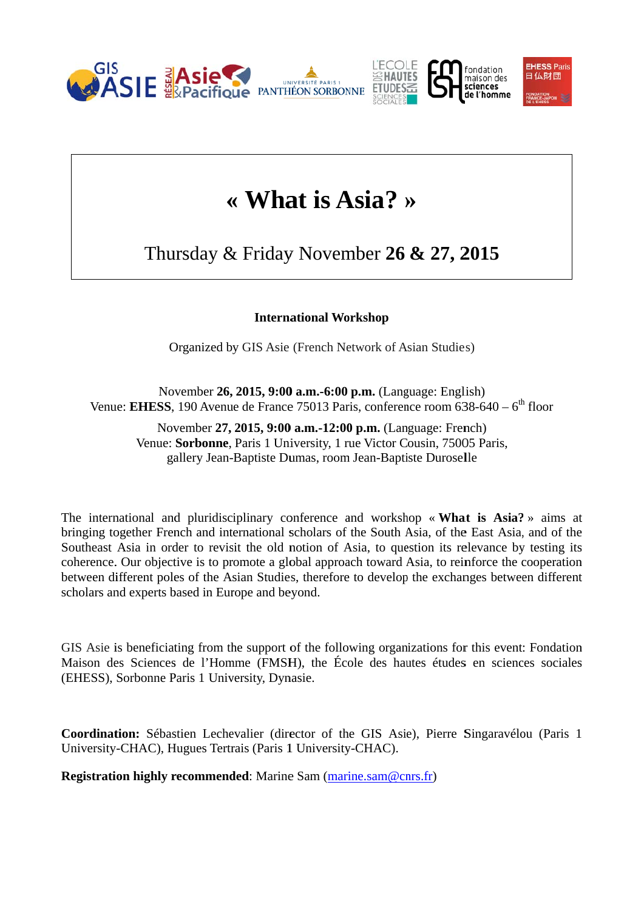# « What is Asia? »

Thursday & Friday November **26 & 27, 2015**

**International Workshop**

Organized by GIS Asie (French Network of Asian Studies)

November **26, 2015, 9:00 a.m.-6:00 p.m.** (Language: English)
Venue: **EHESS**, 190 Avenue de France 75013 Paris, conference room 638-640 – 6th floor

November **27, 2015, 9:00 a.m.-12:00 p.m.** (Language: French)
Venue: **Sorbonne**, Paris 1 University, 1 rue Victor Cousin, 75005 Paris, gallery Jean-Baptiste Dumas, room Jean-Baptiste Duroselle

The international and pluridisciplinary conference and workshop « **What is Asia?** » aims at bringing together French and international scholars of the South Asia, of the East Asia, and of the Southeast Asia in order to revisit the old notion of Asia, to question its relevance by testing its coherence. Our objective is to promote a global approach toward Asia, to reinforce the cooperation between different poles of the Asian Studies, therefore to develop the exchanges between different scholars and experts based in Europe and beyond.

GIS Asie is beneficiating from the support of the following organizations for this event: Fondation Maison des Sciences de l'Homme (FMSH), the École des hautes études en sciences sociales (EHESS), Sorbonne Paris 1 University, Dynasie.

**Coordination:** Sébastien Lechevalier (director of the GIS Asie), Pierre Singaravélou (Paris 1 University-CHAC), Hugues Tertrais (Paris 1 University-CHAC).

**Registration highly recommended**: Marine Sam (marine.sam@cnrs.fr)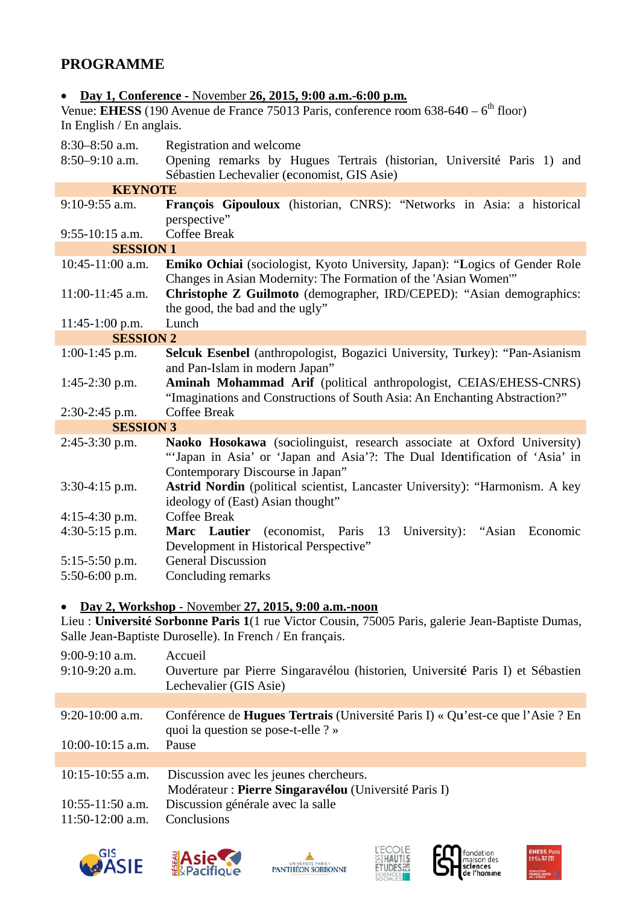# PROGRAMME

- **Day 1, Conference** - November **26, 2015, 9:00 a.m.-6:00 p.m.**

Venue: **EHESS** (190 Avenue de France 75013 Paris, conference room 638-640 – 6th floor)
In English / En anglais.

| | |
|---|---|
| 8:30–8:50 a.m. | Registration and welcome |
| 8:50–9:10 a.m. | Opening remarks by Hugues Tertrais (historian, Université Paris 1) and Sébastien Lechevalier (economist, GIS Asie) |
| **KEYNOTE** | |
| 9:10-9:55 a.m. | **François Gipouloux** (historian, CNRS): "Networks in Asia: a historical perspective" |
| 9:55-10:15 a.m. | Coffee Break |
| **SESSION 1** | |
| 10:45-11:00 a.m. | **Emiko Ochiai** (sociologist, Kyoto University, Japan): "Logics of Gender Role Changes in Asian Modernity: The Formation of the 'Asian Women'" |
| 11:00-11:45 a.m. | **Christophe Z Guilmoto** (demographer, IRD/CEPED): "Asian demographics: the good, the bad and the ugly" |
| 11:45-1:00 p.m. | Lunch |
| **SESSION 2** | |
| 1:00-1:45 p.m. | **Selcuk Esenbel** (anthropologist, Bogazici University, Turkey): "Pan-Asianism and Pan-Islam in modern Japan" |
| 1:45-2:30 p.m. | **Aminah Mohammad Arif** (political anthropologist, CEIAS/EHESS-CNRS) "Imaginations and Constructions of South Asia: An Enchanting Abstraction?" |
| 2:30-2:45 p.m. | Coffee Break |
| **SESSION 3** | |
| 2:45-3:30 p.m. | **Naoko Hosokawa** (sociolinguist, research associate at Oxford University) "'Japan in Asia' or 'Japan and Asia'?: The Dual Identification of 'Asia' in Contemporary Discourse in Japan" |
| 3:30-4:15 p.m. | **Astrid Nordin** (political scientist, Lancaster University): "Harmonism. A key ideology of (East) Asian thought" |
| 4:15-4:30 p.m. | Coffee Break |
| 4:30-5:15 p.m. | **Marc Lautier** (economist, Paris 13 University): "Asian Economic Development in Historical Perspective" |
| 5:15-5:50 p.m. | General Discussion |
| 5:50-6:00 p.m. | Concluding remarks |

- **Day 2, Workshop** - November **27, 2015, 9:00 a.m.-noon**

Lieu : **Université Sorbonne Paris 1**(1 rue Victor Cousin, 75005 Paris, galerie Jean-Baptiste Dumas, Salle Jean-Baptiste Duroselle). In French / En français.

| | |
|---|---|
| 9:00-9:10 a.m. | Accueil |
| 9:10-9:20 a.m. | Ouverture par Pierre Singaravélou (historien, Université Paris I) et Sébastien Lechevalier (GIS Asie) |
| | |
| 9:20-10:00 a.m. | Conférence de **Hugues Tertrais** (Université Paris I) « Qu'est-ce que l'Asie ? En quoi la question se pose-t-elle ? » |
| 10:00-10:15 a.m. | Pause |
| | |
| 10:15-10:55 a.m. | Discussion avec les jeunes chercheurs. Modérateur : **Pierre Singaravélou** (Université Paris I) |
| 10:55-11:50 a.m. | Discussion générale avec la salle |
| 11:50-12:00 a.m. | Conclusions |